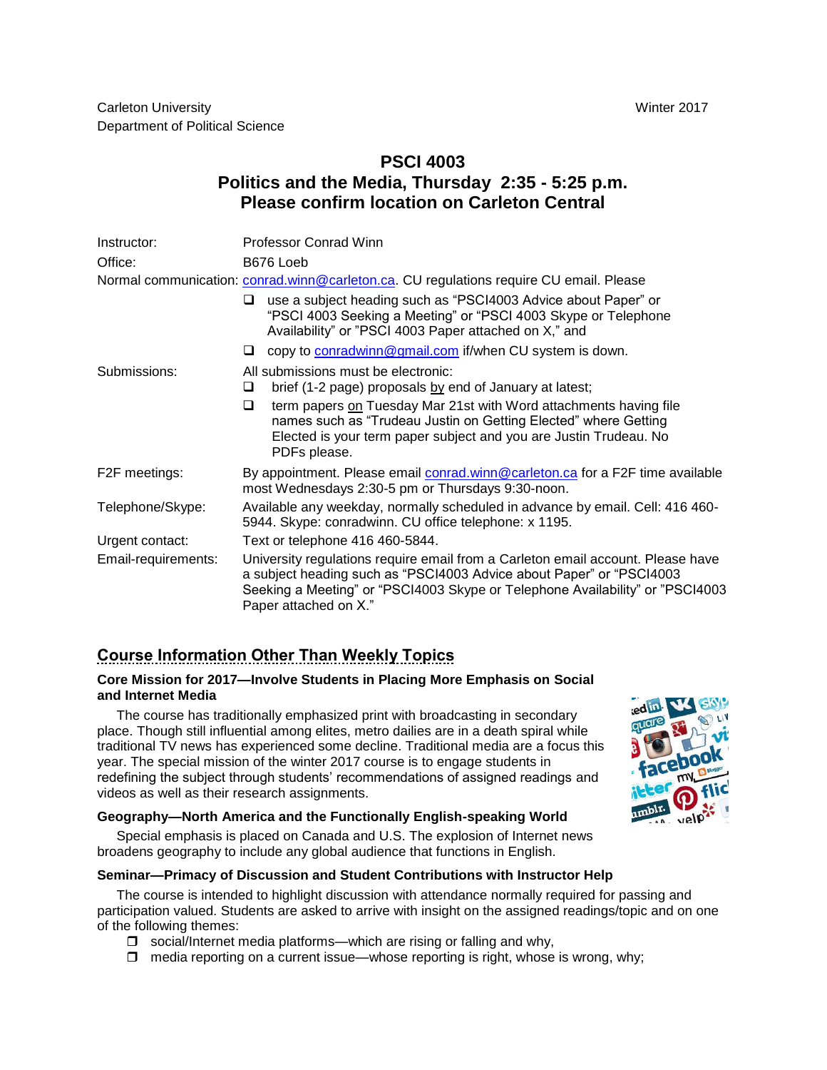Carleton University
Department of Political Science

Winter 2017

# PSCI 4003
# Politics and the Media, Thursday 2:35 - 5:25 p.m.
# Please confirm location on Carleton Central

| | |
|---|---|
| Instructor: | Professor Conrad Winn |
| Office: | B676 Loeb |
| Normal communication: | conrad.winn@carleton.ca. CU regulations require CU email. Please<br>❑ use a subject heading such as "PSCI4003 Advice about Paper" or "PSCI 4003 Seeking a Meeting" or "PSCI 4003 Skype or Telephone Availability" or "PSCI 4003 Paper attached on X," and<br>❑ copy to conradwinn@gmail.com if/when CU system is down. |
| Submissions: | All submissions must be electronic:<br>❑ brief (1-2 page) proposals by end of January at latest;<br>❑ term papers on Tuesday Mar 21st with Word attachments having file names such as "Trudeau Justin on Getting Elected" where Getting Elected is your term paper subject and you are Justin Trudeau. No PDFs please. |
| F2F meetings: | By appointment. Please email conrad.winn@carleton.ca for a F2F time available most Wednesdays 2:30-5 pm or Thursdays 9:30-noon. |
| Telephone/Skype: | Available any weekday, normally scheduled in advance by email. Cell: 416 460-5944. Skype: conradwinn. CU office telephone: x 1195. |
| Urgent contact: | Text or telephone 416 460-5844. |
| Email-requirements: | University regulations require email from a Carleton email account. Please have a subject heading such as "PSCI4003 Advice about Paper" or "PSCI4003 Seeking a Meeting" or "PSCI4003 Skype or Telephone Availability" or "PSCI4003 Paper attached on X." |

## Course Information Other Than Weekly Topics

### Core Mission for 2017—Involve Students in Placing More Emphasis on Social and Internet Media

The course has traditionally emphasized print with broadcasting in secondary place. Though still influential among elites, metro dailies are in a death spiral while traditional TV news has experienced some decline. Traditional media are a focus this year. The special mission of the winter 2017 course is to engage students in redefining the subject through students' recommendations of assigned readings and videos as well as their research assignments.

### Geography—North America and the Functionally English-speaking World

Special emphasis is placed on Canada and U.S. The explosion of Internet news broadens geography to include any global audience that functions in English.

### Seminar—Primacy of Discussion and Student Contributions with Instructor Help

The course is intended to highlight discussion with attendance normally required for passing and participation valued. Students are asked to arrive with insight on the assigned readings/topic and on one of the following themes:

- ❒ social/Internet media platforms—which are rising or falling and why,
- ❒ media reporting on a current issue—whose reporting is right, whose is wrong, why;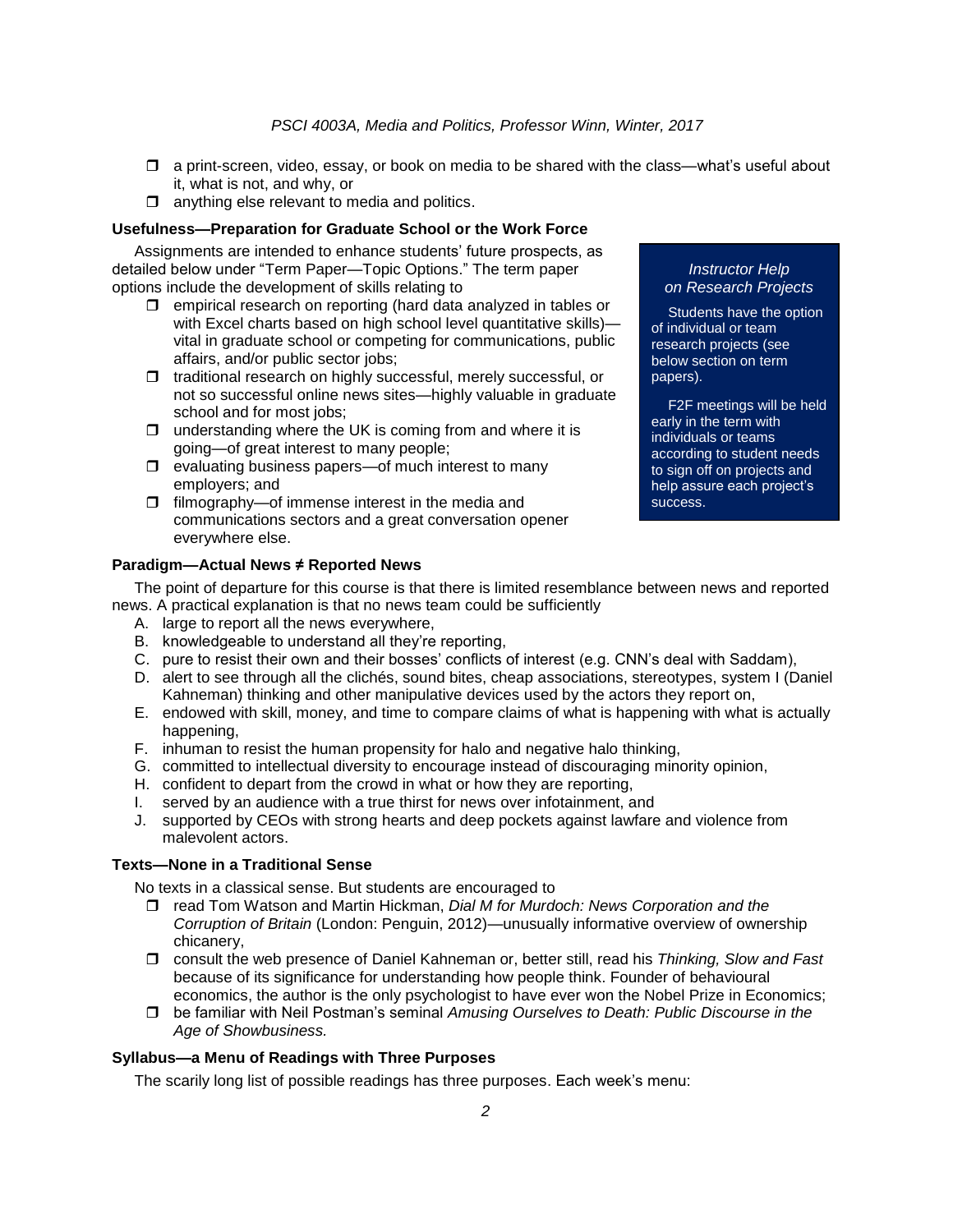- a print-screen, video, essay, or book on media to be shared with the class—what's useful about it, what is not, and why, or
- anything else relevant to media and politics.

**Usefulness—Preparation for Graduate School or the Work Force**

Assignments are intended to enhance students' future prospects, as detailed below under "Term Paper—Topic Options." The term paper options include the development of skills relating to

- empirical research on reporting (hard data analyzed in tables or with Excel charts based on high school level quantitative skills)—vital in graduate school or competing for communications, public affairs, and/or public sector jobs;
- traditional research on highly successful, merely successful, or not so successful online news sites—highly valuable in graduate school and for most jobs;
- understanding where the UK is coming from and where it is going—of great interest to many people;
- evaluating business papers—of much interest to many employers; and
- filmography—of immense interest in the media and communications sectors and a great conversation opener everywhere else.

> *Instructor Help on Research Projects*
>
> Students have the option of individual or team research projects (see below section on term papers).
>
> F2F meetings will be held early in the term with individuals or teams according to student needs to sign off on projects and help assure each project's success.

**Paradigm—Actual News ≠ Reported News**

The point of departure for this course is that there is limited resemblance between news and reported news. A practical explanation is that no news team could be sufficiently

A. large to report all the news everywhere,
B. knowledgeable to understand all they're reporting,
C. pure to resist their own and their bosses' conflicts of interest (e.g. CNN's deal with Saddam),
D. alert to see through all the clichés, sound bites, cheap associations, stereotypes, system I (Daniel Kahneman) thinking and other manipulative devices used by the actors they report on,
E. endowed with skill, money, and time to compare claims of what is happening with what is actually happening,
F. inhuman to resist the human propensity for halo and negative halo thinking,
G. committed to intellectual diversity to encourage instead of discouraging minority opinion,
H. confident to depart from the crowd in what or how they are reporting,
I. served by an audience with a true thirst for news over infotainment, and
J. supported by CEOs with strong hearts and deep pockets against lawfare and violence from malevolent actors.

**Texts—None in a Traditional Sense**

No texts in a classical sense. But students are encouraged to

- read Tom Watson and Martin Hickman, *Dial M for Murdoch: News Corporation and the Corruption of Britain* (London: Penguin, 2012)—unusually informative overview of ownership chicanery,
- consult the web presence of Daniel Kahneman or, better still, read his *Thinking, Slow and Fast* because of its significance for understanding how people think. Founder of behavioural economics, the author is the only psychologist to have ever won the Nobel Prize in Economics;
- be familiar with Neil Postman's seminal *Amusing Ourselves to Death: Public Discourse in the Age of Showbusiness.*

**Syllabus—a Menu of Readings with Three Purposes**

The scarily long list of possible readings has three purposes. Each week's menu: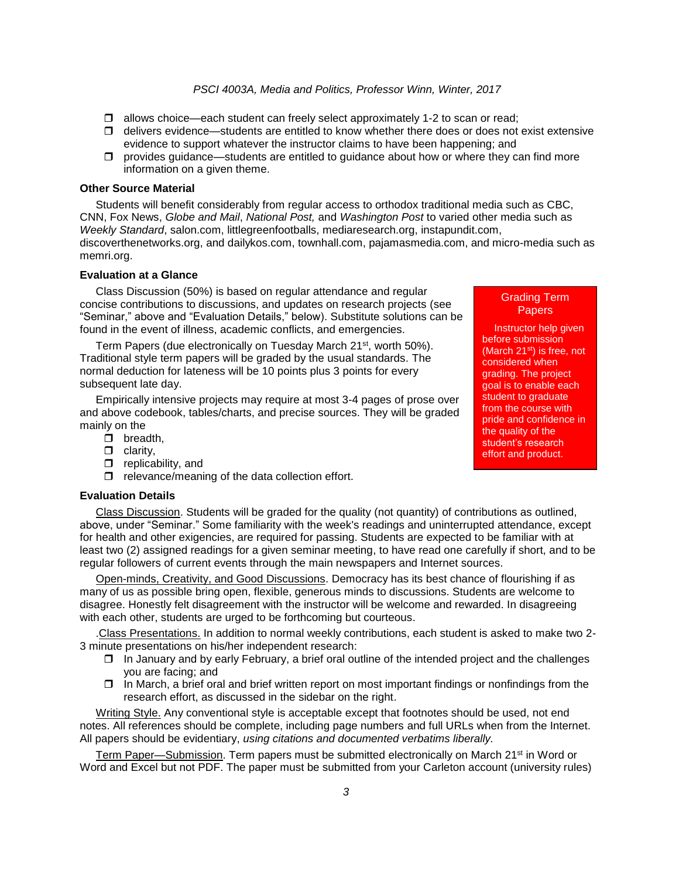- allows choice—each student can freely select approximately 1-2 to scan or read;
- delivers evidence—students are entitled to know whether there does or does not exist extensive evidence to support whatever the instructor claims to have been happening; and
- provides guidance—students are entitled to guidance about how or where they can find more information on a given theme.

**Other Source Material**

Students will benefit considerably from regular access to orthodox traditional media such as CBC, CNN, Fox News, *Globe and Mail*, *National Post,* and *Washington Post* to varied other media such as *Weekly Standard*, salon.com, littlegreenfootballs, mediaresearch.org, instapundit.com, discoverthenetworks.org, and dailykos.com, townhall.com, pajamasmedia.com, and micro-media such as memri.org.

**Evaluation at a Glance**

Class Discussion (50%) is based on regular attendance and regular concise contributions to discussions, and updates on research projects (see "Seminar," above and "Evaluation Details," below). Substitute solutions can be found in the event of illness, academic conflicts, and emergencies.

Term Papers (due electronically on Tuesday March 21st, worth 50%). Traditional style term papers will be graded by the usual standards. The normal deduction for lateness will be 10 points plus 3 points for every subsequent late day.

Empirically intensive projects may require at most 3-4 pages of prose over and above codebook, tables/charts, and precise sources. They will be graded mainly on the

- breadth,
- clarity,
- replicability, and
- relevance/meaning of the data collection effort.

> **Grading Term Papers**
>
> Instructor help given before submission (March 21st) is free, not considered when grading. The project goal is to enable each student to graduate from the course with pride and confidence in the quality of the student's research effort and product.

**Evaluation Details**

Class Discussion. Students will be graded for the quality (not quantity) of contributions as outlined, above, under "Seminar." Some familiarity with the week's readings and uninterrupted attendance, except for health and other exigencies, are required for passing. Students are expected to be familiar with at least two (2) assigned readings for a given seminar meeting, to have read one carefully if short, and to be regular followers of current events through the main newspapers and Internet sources.

Open-minds, Creativity, and Good Discussions. Democracy has its best chance of flourishing if as many of us as possible bring open, flexible, generous minds to discussions. Students are welcome to disagree. Honestly felt disagreement with the instructor will be welcome and rewarded. In disagreeing with each other, students are urged to be forthcoming but courteous.

.Class Presentations. In addition to normal weekly contributions, each student is asked to make two 2-3 minute presentations on his/her independent research:

- In January and by early February, a brief oral outline of the intended project and the challenges you are facing; and
- In March, a brief oral and brief written report on most important findings or nonfindings from the research effort, as discussed in the sidebar on the right.

Writing Style. Any conventional style is acceptable except that footnotes should be used, not end notes. All references should be complete, including page numbers and full URLs when from the Internet. All papers should be evidentiary, *using citations and documented verbatims liberally.*

Term Paper—Submission. Term papers must be submitted electronically on March 21st in Word or Word and Excel but not PDF. The paper must be submitted from your Carleton account (university rules)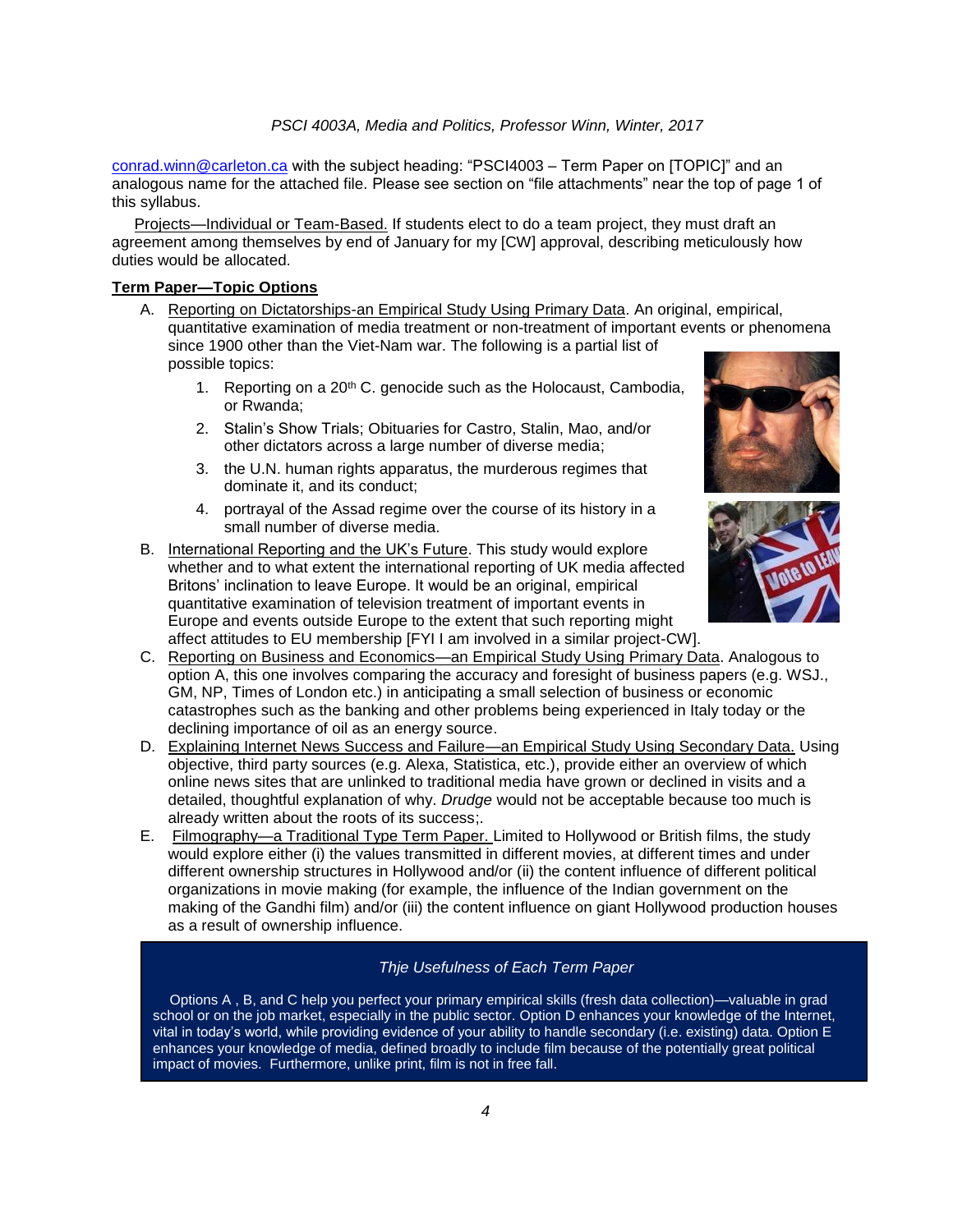conrad.winn@carleton.ca with the subject heading: "PSCI4003 – Term Paper on [TOPIC]" and an analogous name for the attached file. Please see section on "file attachments" near the top of page 1 of this syllabus.

Projects—Individual or Team-Based. If students elect to do a team project, they must draft an agreement among themselves by end of January for my [CW] approval, describing meticulously how duties would be allocated.

**Term Paper—Topic Options**

A. Reporting on Dictatorships-an Empirical Study Using Primary Data. An original, empirical, quantitative examination of media treatment or non-treatment of important events or phenomena since 1900 other than the Viet-Nam war. The following is a partial list of possible topics:
   1. Reporting on a 20th C. genocide such as the Holocaust, Cambodia, or Rwanda;
   2. Stalin's Show Trials; Obituaries for Castro, Stalin, Mao, and/or other dictators across a large number of diverse media;
   3. the U.N. human rights apparatus, the murderous regimes that dominate it, and its conduct;
   4. portrayal of the Assad regime over the course of its history in a small number of diverse media.

B. International Reporting and the UK's Future. This study would explore whether and to what extent the international reporting of UK media affected Britons' inclination to leave Europe. It would be an original, empirical quantitative examination of television treatment of important events in Europe and events outside Europe to the extent that such reporting might affect attitudes to EU membership [FYI I am involved in a similar project-CW].

C. Reporting on Business and Economics—an Empirical Study Using Primary Data. Analogous to option A, this one involves comparing the accuracy and foresight of business papers (e.g. WSJ., GM, NP, Times of London etc.) in anticipating a small selection of business or economic catastrophes such as the banking and other problems being experienced in Italy today or the declining importance of oil as an energy source.

D. Explaining Internet News Success and Failure—an Empirical Study Using Secondary Data. Using objective, third party sources (e.g. Alexa, Statistica, etc.), provide either an overview of which online news sites that are unlinked to traditional media have grown or declined in visits and a detailed, thoughtful explanation of why. *Drudge* would not be acceptable because too much is already written about the roots of its success;.

E. Filmography—a Traditional Type Term Paper. Limited to Hollywood or British films, the study would explore either (i) the values transmitted in different movies, at different times and under different ownership structures in Hollywood and/or (ii) the content influence of different political organizations in movie making (for example, the influence of the Indian government on the making of the Gandhi film) and/or (iii) the content influence on giant Hollywood production houses as a result of ownership influence.

*Thje Usefulness of Each Term Paper*

Options A , B, and C help you perfect your primary empirical skills (fresh data collection)—valuable in grad school or on the job market, especially in the public sector. Option D enhances your knowledge of the Internet, vital in today's world, while providing evidence of your ability to handle secondary (i.e. existing) data. Option E enhances your knowledge of media, defined broadly to include film because of the potentially great political impact of movies. Furthermore, unlike print, film is not in free fall.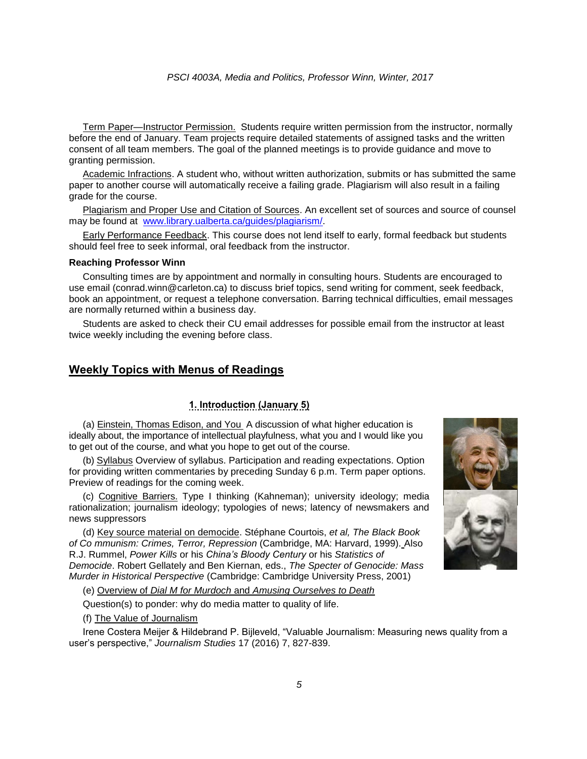Term Paper—Instructor Permission. Students require written permission from the instructor, normally before the end of January. Team projects require detailed statements of assigned tasks and the written consent of all team members. The goal of the planned meetings is to provide guidance and move to granting permission.

Academic Infractions. A student who, without written authorization, submits or has submitted the same paper to another course will automatically receive a failing grade. Plagiarism will also result in a failing grade for the course.

Plagiarism and Proper Use and Citation of Sources. An excellent set of sources and source of counsel may be found at www.library.ualberta.ca/guides/plagiarism/.

Early Performance Feedback. This course does not lend itself to early, formal feedback but students should feel free to seek informal, oral feedback from the instructor.

**Reaching Professor Winn**

Consulting times are by appointment and normally in consulting hours. Students are encouraged to use email (conrad.winn@carleton.ca) to discuss brief topics, send writing for comment, seek feedback, book an appointment, or request a telephone conversation. Barring technical difficulties, email messages are normally returned within a business day.

Students are asked to check their CU email addresses for possible email from the instructor at least twice weekly including the evening before class.

## Weekly Topics with Menus of Readings

### 1. Introduction (January 5)

(a) Einstein, Thomas Edison, and You A discussion of what higher education is ideally about, the importance of intellectual playfulness, what you and I would like you to get out of the course, and what you hope to get out of the course.

(b) Syllabus Overview of syllabus. Participation and reading expectations. Option for providing written commentaries by preceding Sunday 6 p.m. Term paper options. Preview of readings for the coming week.

(c) Cognitive Barriers. Type I thinking (Kahneman); university ideology; media rationalization; journalism ideology; typologies of news; latency of newsmakers and news suppressors

(d) Key source material on democide. Stéphane Courtois, *et al, The Black Book of Co mmunism: Crimes, Terror, Repression* (Cambridge, MA: Harvard, 1999). Also R.J. Rummel, *Power Kills* or his *China's Bloody Century* or his *Statistics of Democide*. Robert Gellately and Ben Kiernan, eds., *The Specter of Genocide: Mass Murder in Historical Perspective* (Cambridge: Cambridge University Press, 2001)

(e) Overview of *Dial M for Murdoch* and *Amusing Ourselves to Death*

Question(s) to ponder: why do media matter to quality of life.

(f) The Value of Journalism

Irene Costera Meijer & Hildebrand P. Bijleveld, "Valuable Journalism: Measuring news quality from a user's perspective," *Journalism Studies* 17 (2016) 7, 827-839.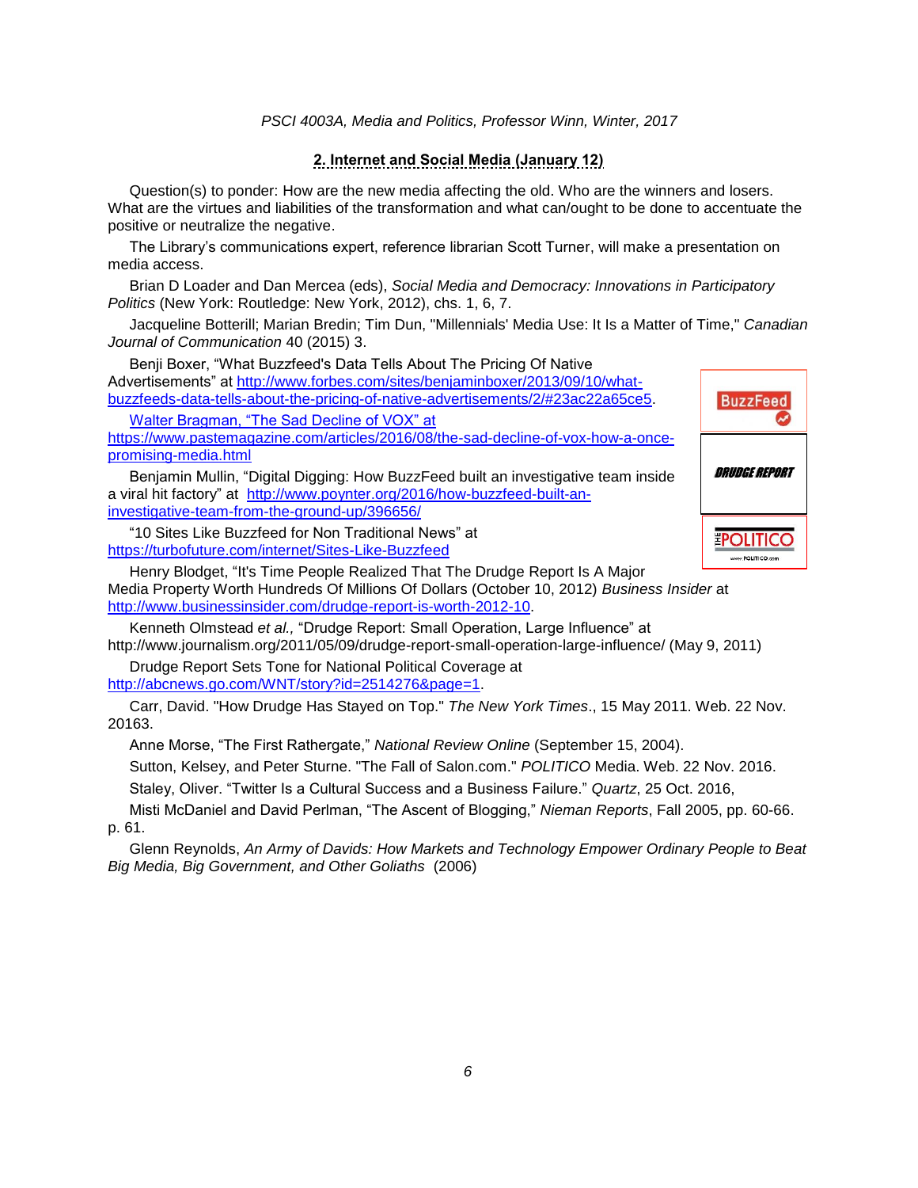## 2. Internet and Social Media (January 12)

Question(s) to ponder: How are the new media affecting the old. Who are the winners and losers. What are the virtues and liabilities of the transformation and what can/ought to be done to accentuate the positive or neutralize the negative.

The Library's communications expert, reference librarian Scott Turner, will make a presentation on media access.

Brian D Loader and Dan Mercea (eds), *Social Media and Democracy: Innovations in Participatory Politics* (New York: Routledge: New York, 2012), chs. 1, 6, 7.

Jacqueline Botterill; Marian Bredin; Tim Dun, "Millennials' Media Use: It Is a Matter of Time," *Canadian Journal of Communication* 40 (2015) 3.

Benji Boxer, "What Buzzfeed's Data Tells About The Pricing Of Native Advertisements" at http://www.forbes.com/sites/benjaminboxer/2013/09/10/what-buzzfeeds-data-tells-about-the-pricing-of-native-advertisements/2/#23ac22a65ce5.

Walter Bragman, "The Sad Decline of VOX" at https://www.pastemagazine.com/articles/2016/08/the-sad-decline-of-vox-how-a-once-promising-media.html

Benjamin Mullin, "Digital Digging: How BuzzFeed built an investigative team inside a viral hit factory" at http://www.poynter.org/2016/how-buzzfeed-built-an-investigative-team-from-the-ground-up/396656/

"10 Sites Like Buzzfeed for Non Traditional News" at https://turbofuture.com/internet/Sites-Like-Buzzfeed

Henry Blodget, "It's Time People Realized That The Drudge Report Is A Major Media Property Worth Hundreds Of Millions Of Dollars (October 10, 2012) *Business Insider* at http://www.businessinsider.com/drudge-report-is-worth-2012-10.

Kenneth Olmstead *et al.,* "Drudge Report: Small Operation, Large Influence" at http://www.journalism.org/2011/05/09/drudge-report-small-operation-large-influence/ (May 9, 2011)

Drudge Report Sets Tone for National Political Coverage at http://abcnews.go.com/WNT/story?id=2514276&page=1.

Carr, David. "How Drudge Has Stayed on Top." *The New York Times*., 15 May 2011. Web. 22 Nov. 20163.

Anne Morse, "The First Rathergate," *National Review Online* (September 15, 2004).

Sutton, Kelsey, and Peter Sturne. "The Fall of Salon.com." *POLITICO* Media. Web. 22 Nov. 2016.

Staley, Oliver. "Twitter Is a Cultural Success and a Business Failure." *Quartz*, 25 Oct. 2016,

Misti McDaniel and David Perlman, "The Ascent of Blogging," *Nieman Reports*, Fall 2005, pp. 60-66. p. 61.

Glenn Reynolds, *An Army of Davids: How Markets and Technology Empower Ordinary People to Beat Big Media, Big Government, and Other Goliaths* (2006)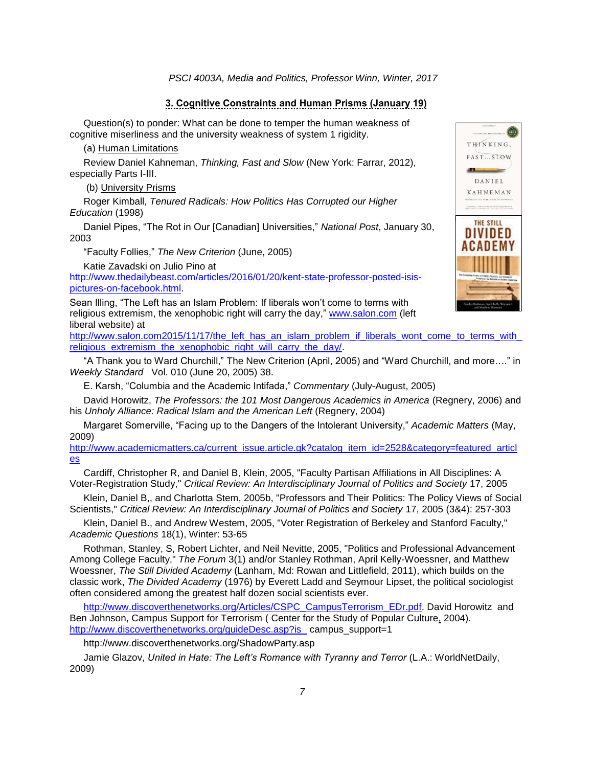*PSCI 4003A, Media and Politics, Professor Winn, Winter, 2017*

## 3. Cognitive Constraints and Human Prisms (January 19)

Question(s) to ponder: What can be done to temper the human weakness of cognitive miserliness and the university weakness of system 1 rigidity.

(a) Human Limitations

Review Daniel Kahneman, *Thinking, Fast and Slow* (New York: Farrar, 2012), especially Parts I-III.

(b) University Prisms

Roger Kimball, *Tenured Radicals: How Politics Has Corrupted our Higher Education* (1998)

Daniel Pipes, "The Rot in Our [Canadian] Universities," *National Post*, January 30, 2003

"Faculty Follies," *The New Criterion* (June, 2005)

Katie Zavadski on Julio Pino at http://www.thedailybeast.com/articles/2016/01/20/kent-state-professor-posted-isis-pictures-on-facebook.html.

Sean Illing, "The Left has an Islam Problem: If liberals won't come to terms with religious extremism, the xenophobic right will carry the day," www.salon.com (left liberal website) at http://www.salon.com2015/11/17/the_left_has_an_islam_problem_if_liberals_wont_come_to_terms_with_religious_extremism_the_xenophobic_right_will_carry_the_day/.

"A Thank you to Ward Churchill," The New Criterion (April, 2005) and "Ward Churchill, and more…." in *Weekly Standard* Vol. 010 (June 20, 2005) 38.

E. Karsh, "Columbia and the Academic Intifada," *Commentary* (July-August, 2005)

David Horowitz, *The Professors: the 101 Most Dangerous Academics in America* (Regnery, 2006) and his *Unholy Alliance: Radical Islam and the American Left* (Regnery, 2004)

Margaret Somerville, "Facing up to the Dangers of the Intolerant University," *Academic Matters* (May, 2009) http://www.academicmatters.ca/current_issue.article.gk?catalog_item_id=2528&category=featured_articles

Cardiff, Christopher R, and Daniel B, Klein, 2005, "Faculty Partisan Affiliations in All Disciplines: A Voter-Registration Study," *Critical Review: An Interdisciplinary Journal of Politics and Society* 17, 2005

Klein, Daniel B,, and Charlotta Stem, 2005b, "Professors and Their Politics: The Policy Views of Social Scientists," *Critical Review: An Interdisciplinary Journal of Politics and Society* 17, 2005 (3&4): 257-303

Klein, Daniel B., and Andrew Westem, 2005, "Voter Registration of Berkeley and Stanford Faculty," *Academic Questions* 18(1), Winter: 53-65

Rothman, Stanley, S, Robert Lichter, and Neil Nevitte, 2005, "Politics and Professional Advancement Among College Faculty," *The Forum* 3(1) and/or Stanley Rothman, April Kelly-Woessner, and Matthew Woessner, *The Still Divided Academy* (Lanham, Md: Rowan and Littlefield, 2011), which builds on the classic work, *The Divided Academy* (1976) by Everett Ladd and Seymour Lipset, the political sociologist often considered among the greatest half dozen social scientists ever.

http://www.discoverthenetworks.org/Articles/CSPC_CampusTerrorism_EDr.pdf. David Horowitz and Ben Johnson, Campus Support for Terrorism ( Center for the Study of Popular Culture, 2004). http://www.discoverthenetworks.org/guideDesc.asp?is_ campus_support=1

http://www.discoverthenetworks.org/ShadowParty.asp

Jamie Glazov, *United in Hate: The Left's Romance with Tyranny and Terror* (L.A.: WorldNetDaily, 2009)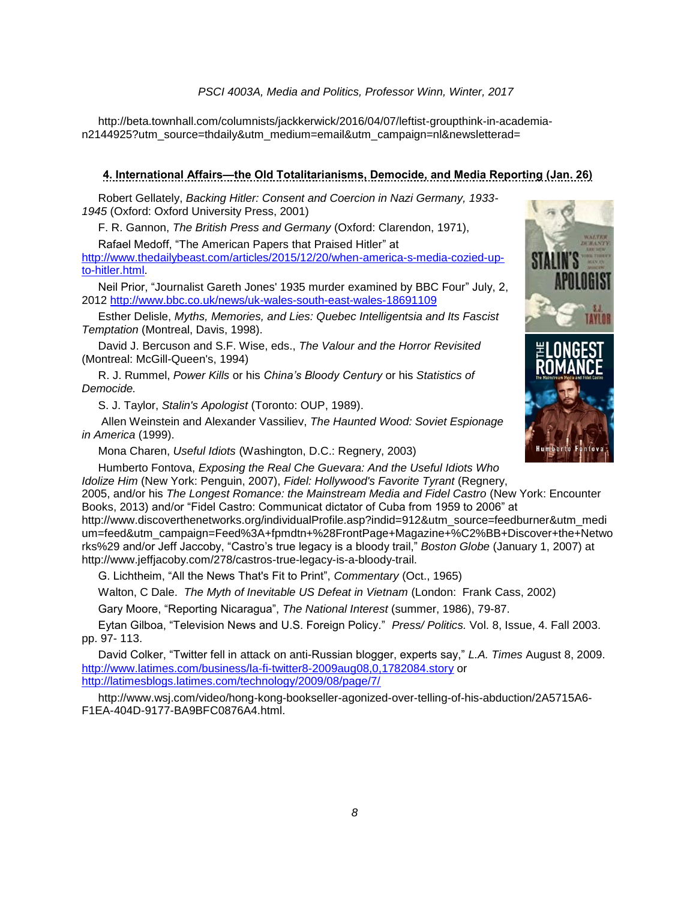http://beta.townhall.com/columnists/jackkerwick/2016/04/07/leftist-groupthink-in-academia-n2144925?utm_source=thdaily&utm_medium=email&utm_campaign=nl&newsletterad=

## 4. International Affairs—the Old Totalitarianisms, Democide, and Media Reporting (Jan. 26)

Robert Gellately, *Backing Hitler: Consent and Coercion in Nazi Germany, 1933-1945* (Oxford: Oxford University Press, 2001)

F. R. Gannon, *The British Press and Germany* (Oxford: Clarendon, 1971),

Rafael Medoff, "The American Papers that Praised Hitler" at http://www.thedailybeast.com/articles/2015/12/20/when-america-s-media-cozied-up-to-hitler.html.

Neil Prior, "Journalist Gareth Jones' 1935 murder examined by BBC Four" July, 2, 2012 http://www.bbc.co.uk/news/uk-wales-south-east-wales-18691109

Esther Delisle, *Myths, Memories, and Lies: Quebec Intelligentsia and Its Fascist Temptation* (Montreal, Davis, 1998).

David J. Bercuson and S.F. Wise, eds., *The Valour and the Horror Revisited* (Montreal: McGill-Queen's, 1994)

R. J. Rummel, *Power Kills* or his *China's Bloody Century* or his *Statistics of Democide.*

S. J. Taylor, *Stalin's Apologist* (Toronto: OUP, 1989).

Allen Weinstein and Alexander Vassiliev, *The Haunted Wood: Soviet Espionage in America* (1999).

Mona Charen, *Useful Idiots* (Washington, D.C.: Regnery, 2003)

Humberto Fontova, *Exposing the Real Che Guevara: And the Useful Idiots Who Idolize Him* (New York: Penguin, 2007), *Fidel: Hollywood's Favorite Tyrant* (Regnery, 2005, and/or his *The Longest Romance: the Mainstream Media and Fidel Castro* (New York: Encounter Books, 2013) and/or "Fidel Castro: Communicat dictator of Cuba from 1959 to 2006" at http://www.discoverthenetworks.org/individualProfile.asp?indid=912&utm_source=feedburner&utm_medium=feed&utm_campaign=Feed%3A+fpmdtn+%28FrontPage+Magazine+%C2%BB+Discover+the+Networks%29 and/or Jeff Jaccoby, "Castro's true legacy is a bloody trail," *Boston Globe* (January 1, 2007) at http://www.jeffjacoby.com/278/castros-true-legacy-is-a-bloody-trail.

G. Lichtheim, "All the News That's Fit to Print", *Commentary* (Oct., 1965)

Walton, C Dale. *The Myth of Inevitable US Defeat in Vietnam* (London: Frank Cass, 2002)

Gary Moore, "Reporting Nicaragua", *The National Interest* (summer, 1986), 79-87.

Eytan Gilboa, "Television News and U.S. Foreign Policy." *Press/ Politics.* Vol. 8, Issue, 4. Fall 2003. pp. 97- 113.

David Colker, "Twitter fell in attack on anti-Russian blogger, experts say," *L.A. Times* August 8, 2009. http://www.latimes.com/business/la-fi-twitter8-2009aug08,0,1782084.story or http://latimesblogs.latimes.com/technology/2009/08/page/7/

http://www.wsj.com/video/hong-kong-bookseller-agonized-over-telling-of-his-abduction/2A5715A6-F1EA-404D-9177-BA9BFC0876A4.html.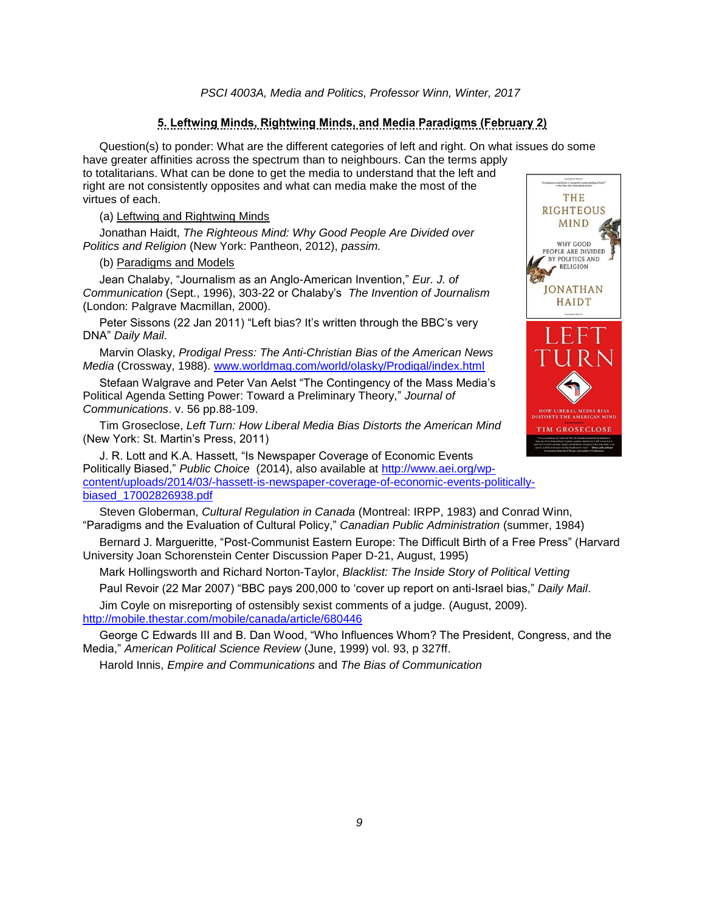## 5. Leftwing Minds, Rightwing Minds, and Media Paradigms (February 2)

Question(s) to ponder: What are the different categories of left and right. On what issues do some have greater affinities across the spectrum than to neighbours. Can the terms apply to totalitarians. What can be done to get the media to understand that the left and right are not consistently opposites and what can media make the most of the virtues of each.

(a) Leftwing and Rightwing Minds

Jonathan Haidt, *The Righteous Mind: Why Good People Are Divided over Politics and Religion* (New York: Pantheon, 2012), *passim.*

(b) Paradigms and Models

Jean Chalaby, "Journalism as an Anglo-American Invention," *Eur. J. of Communication* (Sept., 1996), 303-22 or Chalaby's *The Invention of Journalism* (London: Palgrave Macmillan, 2000).

Peter Sissons (22 Jan 2011) "Left bias? It's written through the BBC's very DNA" *Daily Mail*.

Marvin Olasky, *Prodigal Press: The Anti-Christian Bias of the American News Media* (Crossway, 1988). www.worldmag.com/world/olasky/Prodigal/index.html

Stefaan Walgrave and Peter Van Aelst "The Contingency of the Mass Media's Political Agenda Setting Power: Toward a Preliminary Theory," *Journal of Communications*. v. 56 pp.88-109.

Tim Groseclose, *Left Turn: How Liberal Media Bias Distorts the American Mind* (New York: St. Martin's Press, 2011)

J. R. Lott and K.A. Hassett, "Is Newspaper Coverage of Economic Events Politically Biased," *Public Choice* (2014), also available at http://www.aei.org/wp-content/uploads/2014/03/-hassett-is-newspaper-coverage-of-economic-events-politically-biased_17002826938.pdf

Steven Globerman, *Cultural Regulation in Canada* (Montreal: IRPP, 1983) and Conrad Winn, "Paradigms and the Evaluation of Cultural Policy," *Canadian Public Administration* (summer, 1984)

Bernard J. Margueritte, "Post-Communist Eastern Europe: The Difficult Birth of a Free Press" (Harvard University Joan Schorenstein Center Discussion Paper D-21, August, 1995)

Mark Hollingsworth and Richard Norton-Taylor, *Blacklist: The Inside Story of Political Vetting*

Paul Revoir (22 Mar 2007) "BBC pays 200,000 to 'cover up report on anti-Israel bias," *Daily Mail*.

Jim Coyle on misreporting of ostensibly sexist comments of a judge. (August, 2009). http://mobile.thestar.com/mobile/canada/article/680446

George C Edwards III and B. Dan Wood, "Who Influences Whom? The President, Congress, and the Media," *American Political Science Review* (June, 1999) vol. 93, p 327ff.

Harold Innis, *Empire and Communications* and *The Bias of Communication*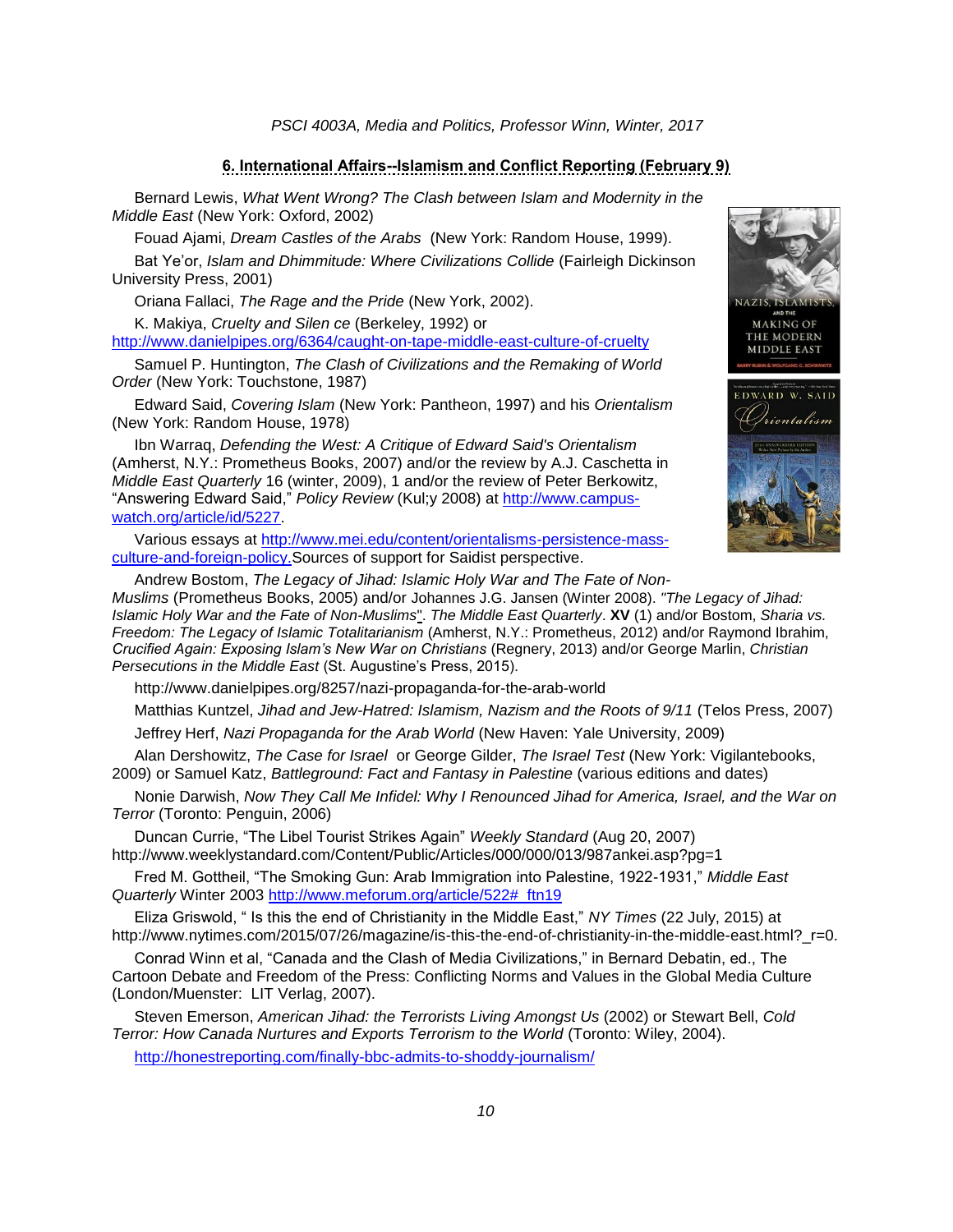## 6. International Affairs--Islamism and Conflict Reporting (February 9)

Bernard Lewis, *What Went Wrong? The Clash between Islam and Modernity in the Middle East* (New York: Oxford, 2002)

Fouad Ajami, *Dream Castles of the Arabs* (New York: Random House, 1999).

Bat Ye'or, *Islam and Dhimmitude: Where Civilizations Collide* (Fairleigh Dickinson University Press, 2001)

Oriana Fallaci, *The Rage and the Pride* (New York, 2002).

K. Makiya, *Cruelty and Silen ce* (Berkeley, 1992) or http://www.danielpipes.org/6364/caught-on-tape-middle-east-culture-of-cruelty

Samuel P. Huntington, *The Clash of Civilizations and the Remaking of World Order* (New York: Touchstone, 1987)

Edward Said, *Covering Islam* (New York: Pantheon, 1997) and his *Orientalism* (New York: Random House, 1978)

Ibn Warraq, *Defending the West: A Critique of Edward Said's Orientalism* (Amherst, N.Y.: Prometheus Books, 2007) and/or the review by A.J. Caschetta in *Middle East Quarterly* 16 (winter, 2009), 1 and/or the review of Peter Berkowitz, "Answering Edward Said," *Policy Review* (Kul;y 2008) at http://www.campus-watch.org/article/id/5227.

Various essays at http://www.mei.edu/content/orientalisms-persistence-mass-culture-and-foreign-policy. Sources of support for Saidist perspective.

Andrew Bostom, *The Legacy of Jihad: Islamic Holy War and The Fate of Non-Muslims* (Prometheus Books, 2005) and/or Johannes J.G. Jansen (Winter 2008). *"The Legacy of Jihad: Islamic Holy War and the Fate of Non-Muslims"*. *The Middle East Quarterly*. **XV** (1) and/or Bostom, *Sharia vs. Freedom: The Legacy of Islamic Totalitarianism* (Amherst, N.Y.: Prometheus, 2012) and/or Raymond Ibrahim, *Crucified Again: Exposing Islam's New War on Christians* (Regnery, 2013) and/or George Marlin, *Christian Persecutions in the Middle East* (St. Augustine's Press, 2015).

http://www.danielpipes.org/8257/nazi-propaganda-for-the-arab-world

Matthias Kuntzel, *Jihad and Jew-Hatred: Islamism, Nazism and the Roots of 9/11* (Telos Press, 2007)

Jeffrey Herf, *Nazi Propaganda for the Arab World* (New Haven: Yale University, 2009)

Alan Dershowitz, *The Case for Israel* or George Gilder, *The Israel Test* (New York: Vigilantebooks, 2009) or Samuel Katz, *Battleground: Fact and Fantasy in Palestine* (various editions and dates)

Nonie Darwish, *Now They Call Me Infidel: Why I Renounced Jihad for America, Israel, and the War on Terror* (Toronto: Penguin, 2006)

Duncan Currie, "The Libel Tourist Strikes Again" *Weekly Standard* (Aug 20, 2007) http://www.weeklystandard.com/Content/Public/Articles/000/000/013/987ankei.asp?pg=1

Fred M. Gottheil, "The Smoking Gun: Arab Immigration into Palestine, 1922-1931," *Middle East Quarterly* Winter 2003 http://www.meforum.org/article/522#_ftn19

Eliza Griswold, " Is this the end of Christianity in the Middle East," *NY Times* (22 July, 2015) at http://www.nytimes.com/2015/07/26/magazine/is-this-the-end-of-christianity-in-the-middle-east.html?_r=0.

Conrad Winn et al, "Canada and the Clash of Media Civilizations," in Bernard Debatin, ed., The Cartoon Debate and Freedom of the Press: Conflicting Norms and Values in the Global Media Culture (London/Muenster: LIT Verlag, 2007).

Steven Emerson, *American Jihad: the Terrorists Living Amongst Us* (2002) or Stewart Bell, *Cold Terror: How Canada Nurtures and Exports Terrorism to the World* (Toronto: Wiley, 2004).

http://honestreporting.com/finally-bbc-admits-to-shoddy-journalism/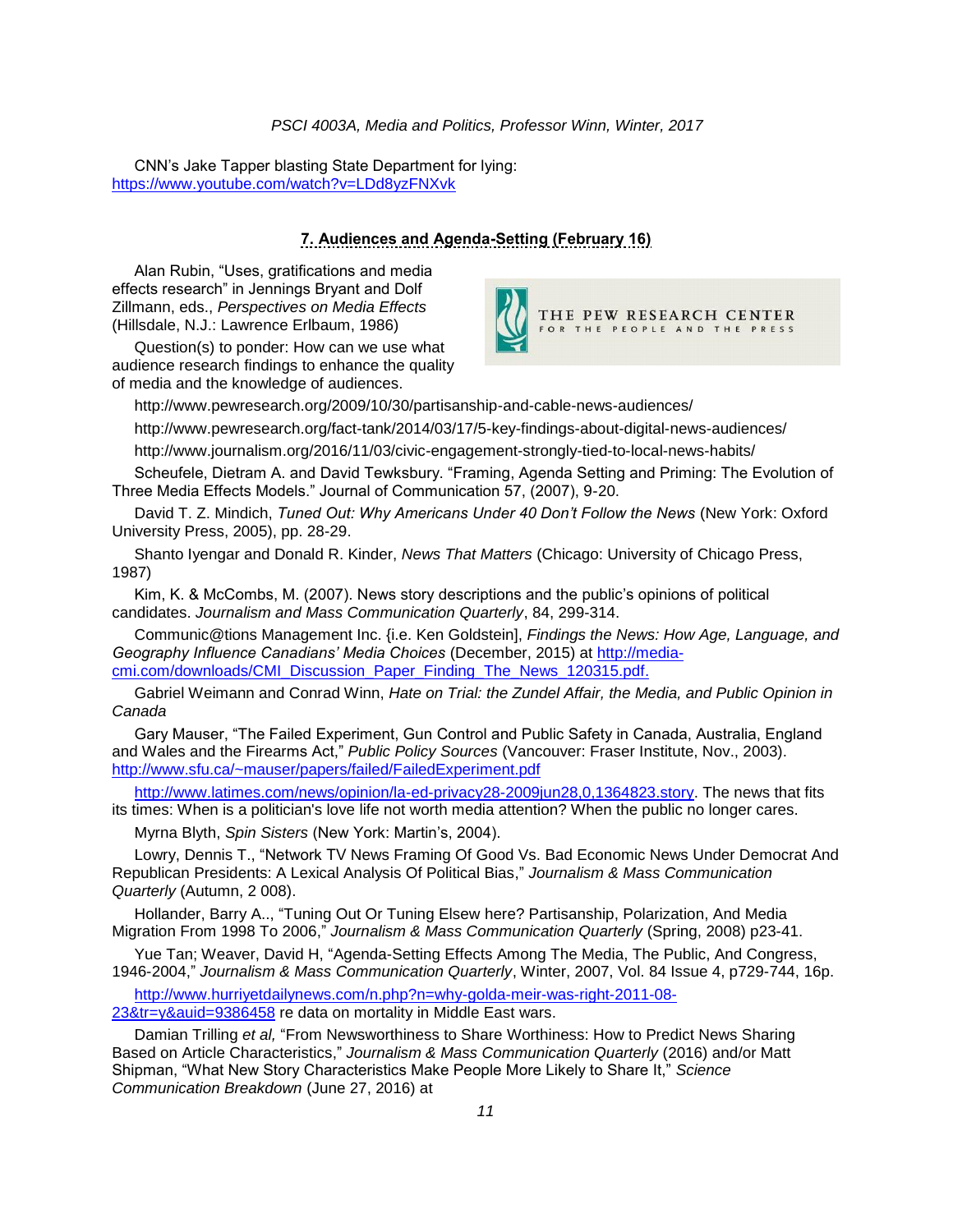CNN's Jake Tapper blasting State Department for lying: https://www.youtube.com/watch?v=LDd8yzFNXvk

## 7. Audiences and Agenda-Setting (February 16)

Alan Rubin, "Uses, gratifications and media effects research" in Jennings Bryant and Dolf Zillmann, eds., *Perspectives on Media Effects* (Hillsdale, N.J.: Lawrence Erlbaum, 1986)

Question(s) to ponder: How can we use what audience research findings to enhance the quality of media and the knowledge of audiences.

THE PEW RESEARCH CENTER FOR THE PEOPLE AND THE PRESS

http://www.pewresearch.org/2009/10/30/partisanship-and-cable-news-audiences/

http://www.pewresearch.org/fact-tank/2014/03/17/5-key-findings-about-digital-news-audiences/

http://www.journalism.org/2016/11/03/civic-engagement-strongly-tied-to-local-news-habits/

Scheufele, Dietram A. and David Tewksbury. "Framing, Agenda Setting and Priming: The Evolution of Three Media Effects Models." Journal of Communication 57, (2007), 9-20.

David T. Z. Mindich, *Tuned Out: Why Americans Under 40 Don't Follow the News* (New York: Oxford University Press, 2005), pp. 28-29.

Shanto Iyengar and Donald R. Kinder, *News That Matters* (Chicago: University of Chicago Press, 1987)

Kim, K. & McCombs, M. (2007). News story descriptions and the public's opinions of political candidates. *Journalism and Mass Communication Quarterly*, 84, 299-314.

Communic@tions Management Inc. {i.e. Ken Goldstein], *Findings the News: How Age, Language, and Geography Influence Canadians' Media Choices* (December, 2015) at http://media-cmi.com/downloads/CMI_Discussion_Paper_Finding_The_News_120315.pdf.

Gabriel Weimann and Conrad Winn, *Hate on Trial: the Zundel Affair, the Media, and Public Opinion in Canada*

Gary Mauser, "The Failed Experiment, Gun Control and Public Safety in Canada, Australia, England and Wales and the Firearms Act," *Public Policy Sources* (Vancouver: Fraser Institute, Nov., 2003). http://www.sfu.ca/~mauser/papers/failed/FailedExperiment.pdf

http://www.latimes.com/news/opinion/la-ed-privacy28-2009jun28,0,1364823.story. The news that fits its times: When is a politician's love life not worth media attention? When the public no longer cares.

Myrna Blyth, *Spin Sisters* (New York: Martin's, 2004).

Lowry, Dennis T., "Network TV News Framing Of Good Vs. Bad Economic News Under Democrat And Republican Presidents: A Lexical Analysis Of Political Bias," *Journalism & Mass Communication Quarterly* (Autumn, 2 008).

Hollander, Barry A.., "Tuning Out Or Tuning Elsew here? Partisanship, Polarization, And Media Migration From 1998 To 2006," *Journalism & Mass Communication Quarterly* (Spring, 2008) p23-41.

Yue Tan; Weaver, David H, "Agenda-Setting Effects Among The Media, The Public, And Congress, 1946-2004," *Journalism & Mass Communication Quarterly*, Winter, 2007, Vol. 84 Issue 4, p729-744, 16p.

http://www.hurriyetdailynews.com/n.php?n=why-golda-meir-was-right-2011-08-23&tr=y&auid=9386458 re data on mortality in Middle East wars.

Damian Trilling *et al,* "From Newsworthiness to Share Worthiness: How to Predict News Sharing Based on Article Characteristics," *Journalism & Mass Communication Quarterly* (2016) and/or Matt Shipman, "What New Story Characteristics Make People More Likely to Share It," *Science Communication Breakdown* (June 27, 2016) at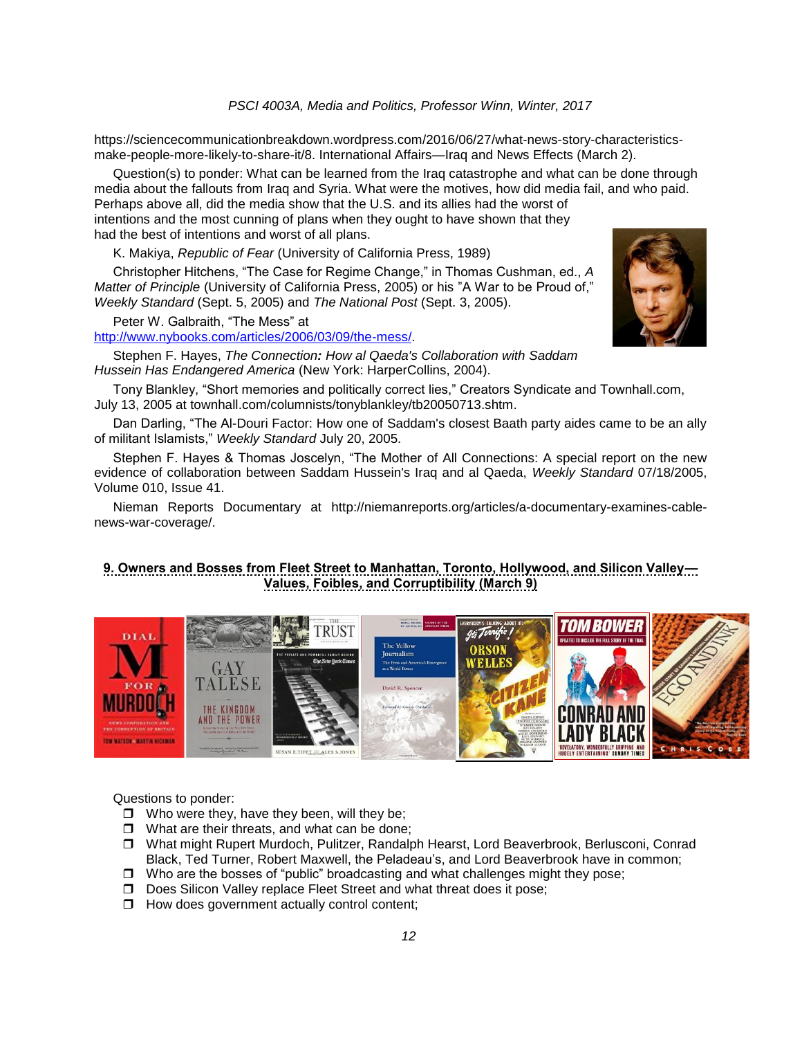https://sciencecommunicationbreakdown.wordpress.com/2016/06/27/what-news-story-characteristics-make-people-more-likely-to-share-it/8. International Affairs—Iraq and News Effects (March 2).

Question(s) to ponder: What can be learned from the Iraq catastrophe and what can be done through media about the fallouts from Iraq and Syria. What were the motives, how did media fail, and who paid. Perhaps above all, did the media show that the U.S. and its allies had the worst of intentions and the most cunning of plans when they ought to have shown that they had the best of intentions and worst of all plans.

K. Makiya, *Republic of Fear* (University of California Press, 1989)

Christopher Hitchens, "The Case for Regime Change," in Thomas Cushman, ed., *A Matter of Principle* (University of California Press, 2005) or his "A War to be Proud of," *Weekly Standard* (Sept. 5, 2005) and *The National Post* (Sept. 3, 2005).

Peter W. Galbraith, "The Mess" at http://www.nybooks.com/articles/2006/03/09/the-mess/.

Stephen F. Hayes, *The Connection: How al Qaeda's Collaboration with Saddam Hussein Has Endangered America* (New York: HarperCollins, 2004).

Tony Blankley, "Short memories and politically correct lies," Creators Syndicate and Townhall.com, July 13, 2005 at townhall.com/columnists/tonyblankley/tb20050713.shtm.

Dan Darling, "The Al-Douri Factor: How one of Saddam's closest Baath party aides came to be an ally of militant Islamists," *Weekly Standard* July 20, 2005.

Stephen F. Hayes & Thomas Joscelyn, "The Mother of All Connections: A special report on the new evidence of collaboration between Saddam Hussein's Iraq and al Qaeda, *Weekly Standard* 07/18/2005, Volume 010, Issue 41.

Nieman Reports Documentary at http://niemanreports.org/articles/a-documentary-examines-cable-news-war-coverage/.

## 9. Owners and Bosses from Fleet Street to Manhattan, Toronto, Hollywood, and Silicon Valley—Values, Foibles, and Corruptibility (March 9)

Questions to ponder:

- Who were they, have they been, will they be;
- What are their threats, and what can be done;
- What might Rupert Murdoch, Pulitzer, Randalph Hearst, Lord Beaverbrook, Berlusconi, Conrad Black, Ted Turner, Robert Maxwell, the Peladeau's, and Lord Beaverbrook have in common;
- Who are the bosses of "public" broadcasting and what challenges might they pose;
- Does Silicon Valley replace Fleet Street and what threat does it pose;
- How does government actually control content;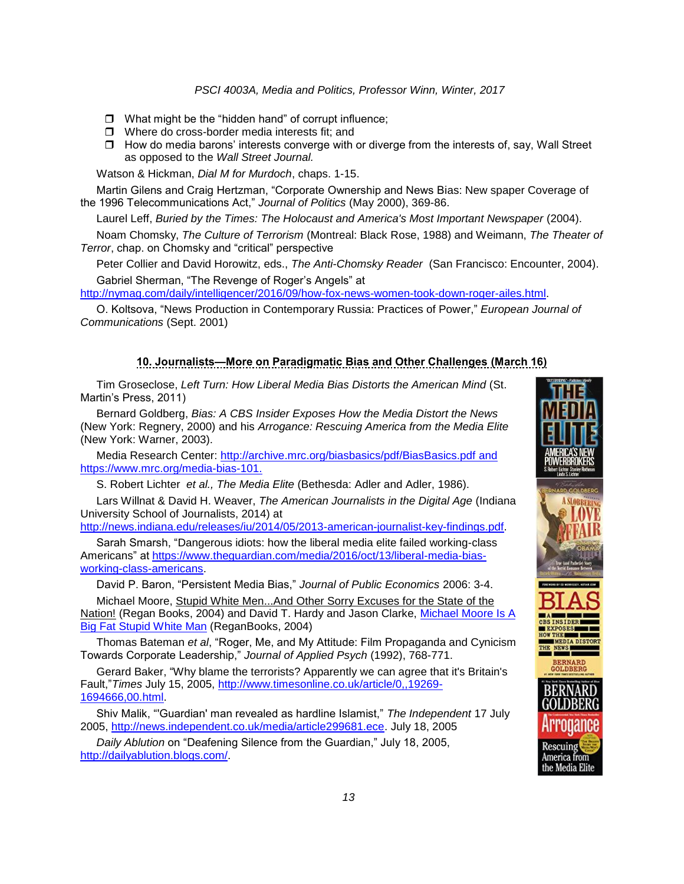- ❒ What might be the "hidden hand" of corrupt influence;
- ❒ Where do cross-border media interests fit; and
- ❒ How do media barons' interests converge with or diverge from the interests of, say, Wall Street as opposed to the *Wall Street Journal.*

Watson & Hickman, *Dial M for Murdoch*, chaps. 1-15.

Martin Gilens and Craig Hertzman, "Corporate Ownership and News Bias: New spaper Coverage of the 1996 Telecommunications Act," *Journal of Politics* (May 2000), 369-86.

Laurel Leff, *Buried by the Times: The Holocaust and America's Most Important Newspaper* (2004).

Noam Chomsky, *The Culture of Terrorism* (Montreal: Black Rose, 1988) and Weimann, *The Theater of Terror*, chap. on Chomsky and "critical" perspective

Peter Collier and David Horowitz, eds., *The Anti-Chomsky Reader* (San Francisco: Encounter, 2004).

Gabriel Sherman, "The Revenge of Roger's Angels" at http://nymag.com/daily/intelligencer/2016/09/how-fox-news-women-took-down-roger-ailes.html.

O. Koltsova, "News Production in Contemporary Russia: Practices of Power," *European Journal of Communications* (Sept. 2001)

## 10. Journalists—More on Paradigmatic Bias and Other Challenges (March 16)

Tim Groseclose, *Left Turn: How Liberal Media Bias Distorts the American Mind* (St. Martin's Press, 2011)

Bernard Goldberg, *Bias: A CBS Insider Exposes How the Media Distort the News* (New York: Regnery, 2000) and his *Arrogance: Rescuing America from the Media Elite* (New York: Warner, 2003).

Media Research Center: http://archive.mrc.org/biasbasics/pdf/BiasBasics.pdf and https://www.mrc.org/media-bias-101.

S. Robert Lichter *et al., The Media Elite* (Bethesda: Adler and Adler, 1986).

Lars Willnat & David H. Weaver, *The American Journalists in the Digital Age* (Indiana University School of Journalists, 2014) at http://news.indiana.edu/releases/iu/2014/05/2013-american-journalist-key-findings.pdf.

Sarah Smarsh, "Dangerous idiots: how the liberal media elite failed working-class Americans" at https://www.theguardian.com/media/2016/oct/13/liberal-media-bias-working-class-americans.

David P. Baron, "Persistent Media Bias," *Journal of Public Economics* 2006: 3-4.

Michael Moore, Stupid White Men...And Other Sorry Excuses for the State of the Nation! (Regan Books, 2004) and David T. Hardy and Jason Clarke, Michael Moore Is A Big Fat Stupid White Man (ReganBooks, 2004)

Thomas Bateman *et al*, "Roger, Me, and My Attitude: Film Propaganda and Cynicism Towards Corporate Leadership," *Journal of Applied Psych* (1992), 768-771.

Gerard Baker, "Why blame the terrorists? Apparently we can agree that it's Britain's Fault,"*Times* July 15, 2005, http://www.timesonline.co.uk/article/0,,19269-1694666,00.html.

Shiv Malik, "'Guardian' man revealed as hardline Islamist," *The Independent* 17 July 2005, http://news.independent.co.uk/media/article299681.ece. July 18, 2005

*Daily Ablution* on "Deafening Silence from the Guardian," July 18, 2005, http://dailyablution.blogs.com/.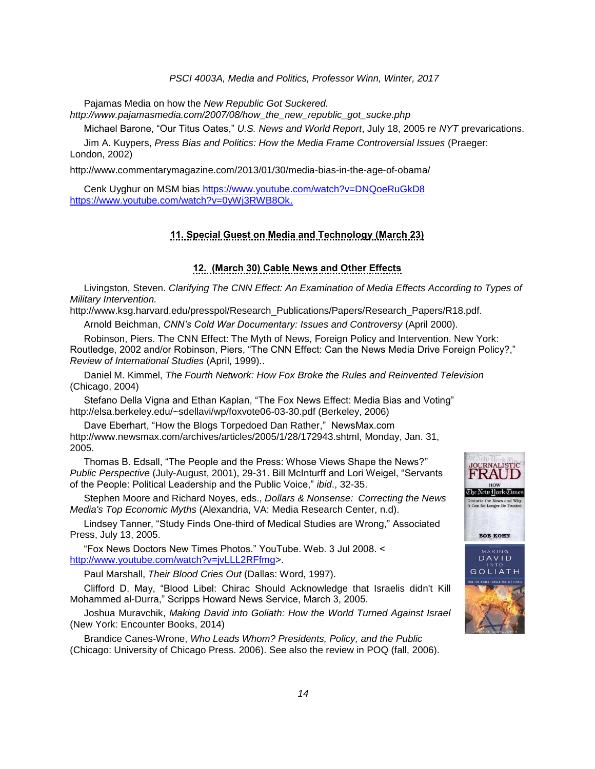Pajamas Media on how the *New Republic Got Suckered.* *http://www.pajamasmedia.com/2007/08/how_the_new_republic_got_sucke.php*

Michael Barone, "Our Titus Oates," *U.S. News and World Report*, July 18, 2005 re *NYT* prevarications.

Jim A. Kuypers, *Press Bias and Politics: How the Media Frame Controversial Issues* (Praeger: London, 2002)

http://www.commentarymagazine.com/2013/01/30/media-bias-in-the-age-of-obama/

Cenk Uyghur on MSM bias https://www.youtube.com/watch?v=DNQoeRuGkD8 https://www.youtube.com/watch?v=0yWj3RWB8Ok.

## 11. Special Guest on Media and Technology (March 23)

## 12. (March 30) Cable News and Other Effects

Livingston, Steven. *Clarifying The CNN Effect: An Examination of Media Effects According to Types of Military Intervention.* http://www.ksg.harvard.edu/presspol/Research_Publications/Papers/Research_Papers/R18.pdf.

Arnold Beichman, *CNN's Cold War Documentary: Issues and Controversy* (April 2000).

Robinson, Piers. The CNN Effect: The Myth of News, Foreign Policy and Intervention. New York: Routledge, 2002 and/or Robinson, Piers, "The CNN Effect: Can the News Media Drive Foreign Policy?," *Review of International Studies* (April, 1999)..

Daniel M. Kimmel, *The Fourth Network: How Fox Broke the Rules and Reinvented Television* (Chicago, 2004)

Stefano Della Vigna and Ethan Kaplan, "The Fox News Effect: Media Bias and Voting" http://elsa.berkeley.edu/~sdellavi/wp/foxvote06-03-30.pdf (Berkeley, 2006)

Dave Eberhart, "How the Blogs Torpedoed Dan Rather," NewsMax.com http://www.newsmax.com/archives/articles/2005/1/28/172943.shtml, Monday, Jan. 31, 2005.

Thomas B. Edsall, "The People and the Press: Whose Views Shape the News?" *Public Perspective* (July-August, 2001), 29-31. Bill McInturff and Lori Weigel, "Servants of the People: Political Leadership and the Public Voice," *ibid*., 32-35.

Stephen Moore and Richard Noyes, eds., *Dollars & Nonsense: Correcting the News Media's Top Economic Myths* (Alexandria, VA: Media Research Center, n.d).

Lindsey Tanner, "Study Finds One-third of Medical Studies are Wrong," Associated Press, July 13, 2005.

"Fox News Doctors New Times Photos." YouTube. Web. 3 Jul 2008. < http://www.youtube.com/watch?v=jvLLL2RFfmg>.

Paul Marshall, *Their Blood Cries Out* (Dallas: Word, 1997).

Clifford D. May, "Blood Libel: Chirac Should Acknowledge that Israelis didn't Kill Mohammed al-Durra," Scripps Howard News Service, March 3, 2005.

Joshua Muravchik, *Making David into Goliath: How the World Turned Against Israel* (New York: Encounter Books, 2014)

Brandice Canes-Wrone, *Who Leads Whom? Presidents, Policy, and the Public* (Chicago: University of Chicago Press. 2006). See also the review in POQ (fall, 2006).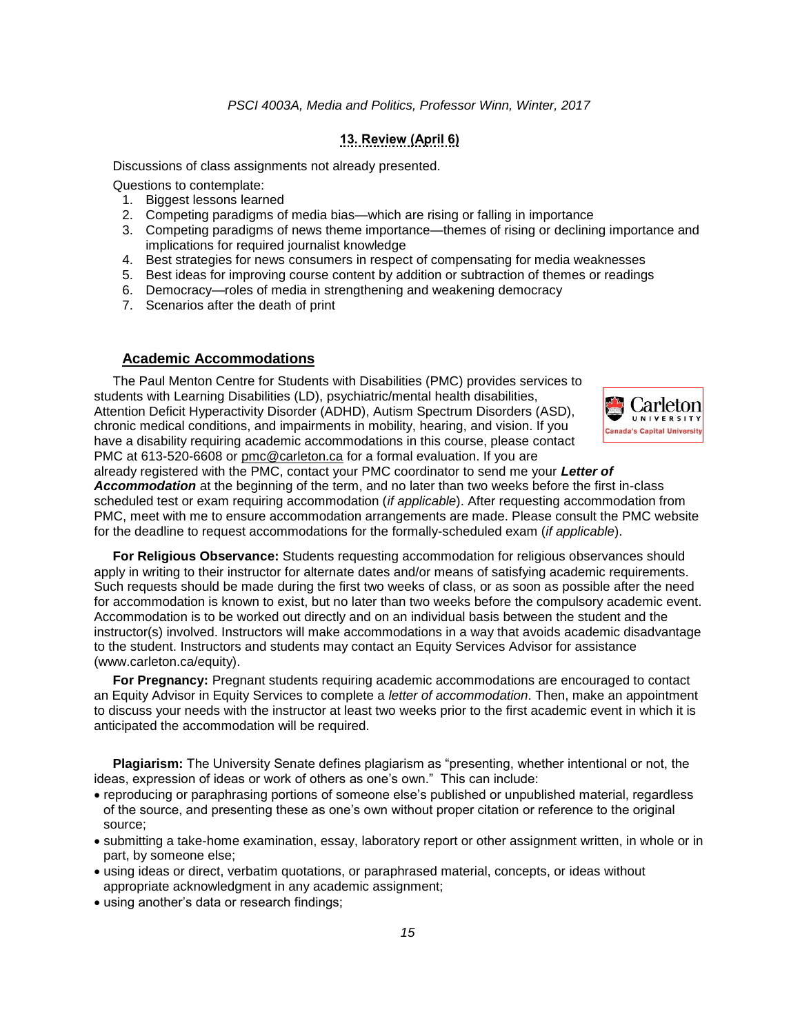## 13. Review (April 6)

Discussions of class assignments not already presented.

Questions to contemplate:

1. Biggest lessons learned
2. Competing paradigms of media bias—which are rising or falling in importance
3. Competing paradigms of news theme importance—themes of rising or declining importance and implications for required journalist knowledge
4. Best strategies for news consumers in respect of compensating for media weaknesses
5. Best ideas for improving course content by addition or subtraction of themes or readings
6. Democracy—roles of media in strengthening and weakening democracy
7. Scenarios after the death of print

## Academic Accommodations

The Paul Menton Centre for Students with Disabilities (PMC) provides services to students with Learning Disabilities (LD), psychiatric/mental health disabilities, Attention Deficit Hyperactivity Disorder (ADHD), Autism Spectrum Disorders (ASD), chronic medical conditions, and impairments in mobility, hearing, and vision. If you have a disability requiring academic accommodations in this course, please contact PMC at 613-520-6608 or pmc@carleton.ca for a formal evaluation. If you are already registered with the PMC, contact your PMC coordinator to send me your ***Letter of Accommodation*** at the beginning of the term, and no later than two weeks before the first in-class scheduled test or exam requiring accommodation (*if applicable*). After requesting accommodation from PMC, meet with me to ensure accommodation arrangements are made. Please consult the PMC website for the deadline to request accommodations for the formally-scheduled exam (*if applicable*).

**For Religious Observance:** Students requesting accommodation for religious observances should apply in writing to their instructor for alternate dates and/or means of satisfying academic requirements. Such requests should be made during the first two weeks of class, or as soon as possible after the need for accommodation is known to exist, but no later than two weeks before the compulsory academic event. Accommodation is to be worked out directly and on an individual basis between the student and the instructor(s) involved. Instructors will make accommodations in a way that avoids academic disadvantage to the student. Instructors and students may contact an Equity Services Advisor for assistance (www.carleton.ca/equity).

**For Pregnancy:** Pregnant students requiring academic accommodations are encouraged to contact an Equity Advisor in Equity Services to complete a *letter of accommodation*. Then, make an appointment to discuss your needs with the instructor at least two weeks prior to the first academic event in which it is anticipated the accommodation will be required.

**Plagiarism:** The University Senate defines plagiarism as "presenting, whether intentional or not, the ideas, expression of ideas or work of others as one's own." This can include:

- reproducing or paraphrasing portions of someone else's published or unpublished material, regardless of the source, and presenting these as one's own without proper citation or reference to the original source;
- submitting a take-home examination, essay, laboratory report or other assignment written, in whole or in part, by someone else;
- using ideas or direct, verbatim quotations, or paraphrased material, concepts, or ideas without appropriate acknowledgment in any academic assignment;
- using another's data or research findings;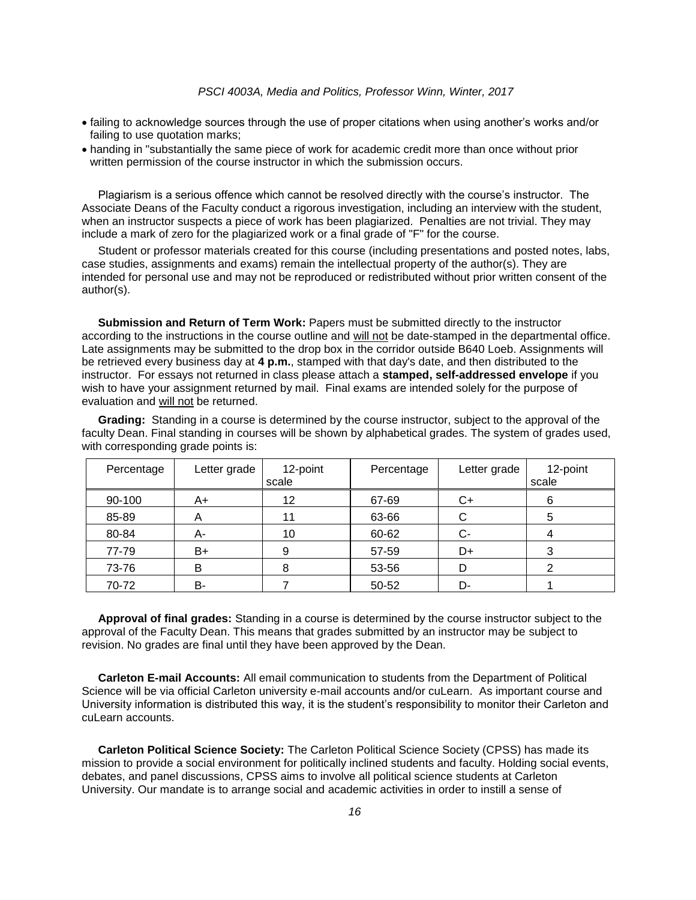- failing to acknowledge sources through the use of proper citations when using another's works and/or failing to use quotation marks;
- handing in "substantially the same piece of work for academic credit more than once without prior written permission of the course instructor in which the submission occurs.

Plagiarism is a serious offence which cannot be resolved directly with the course's instructor. The Associate Deans of the Faculty conduct a rigorous investigation, including an interview with the student, when an instructor suspects a piece of work has been plagiarized. Penalties are not trivial. They may include a mark of zero for the plagiarized work or a final grade of "F" for the course.

Student or professor materials created for this course (including presentations and posted notes, labs, case studies, assignments and exams) remain the intellectual property of the author(s). They are intended for personal use and may not be reproduced or redistributed without prior written consent of the author(s).

**Submission and Return of Term Work:** Papers must be submitted directly to the instructor according to the instructions in the course outline and will not be date-stamped in the departmental office. Late assignments may be submitted to the drop box in the corridor outside B640 Loeb. Assignments will be retrieved every business day at **4 p.m.**, stamped with that day's date, and then distributed to the instructor. For essays not returned in class please attach a **stamped, self-addressed envelope** if you wish to have your assignment returned by mail. Final exams are intended solely for the purpose of evaluation and will not be returned.

**Grading:** Standing in a course is determined by the course instructor, subject to the approval of the faculty Dean. Final standing in courses will be shown by alphabetical grades. The system of grades used, with corresponding grade points is:

| Percentage | Letter grade | 12-point scale | Percentage | Letter grade | 12-point scale |
|---|---|---|---|---|---|
| 90-100 | A+ | 12 | 67-69 | C+ | 6 |
| 85-89 | A | 11 | 63-66 | C | 5 |
| 80-84 | A- | 10 | 60-62 | C- | 4 |
| 77-79 | B+ | 9 | 57-59 | D+ | 3 |
| 73-76 | B | 8 | 53-56 | D | 2 |
| 70-72 | B- | 7 | 50-52 | D- | 1 |

**Approval of final grades:** Standing in a course is determined by the course instructor subject to the approval of the Faculty Dean. This means that grades submitted by an instructor may be subject to revision. No grades are final until they have been approved by the Dean.

**Carleton E-mail Accounts:** All email communication to students from the Department of Political Science will be via official Carleton university e-mail accounts and/or cuLearn. As important course and University information is distributed this way, it is the student's responsibility to monitor their Carleton and cuLearn accounts.

**Carleton Political Science Society:** The Carleton Political Science Society (CPSS) has made its mission to provide a social environment for politically inclined students and faculty. Holding social events, debates, and panel discussions, CPSS aims to involve all political science students at Carleton University. Our mandate is to arrange social and academic activities in order to instill a sense of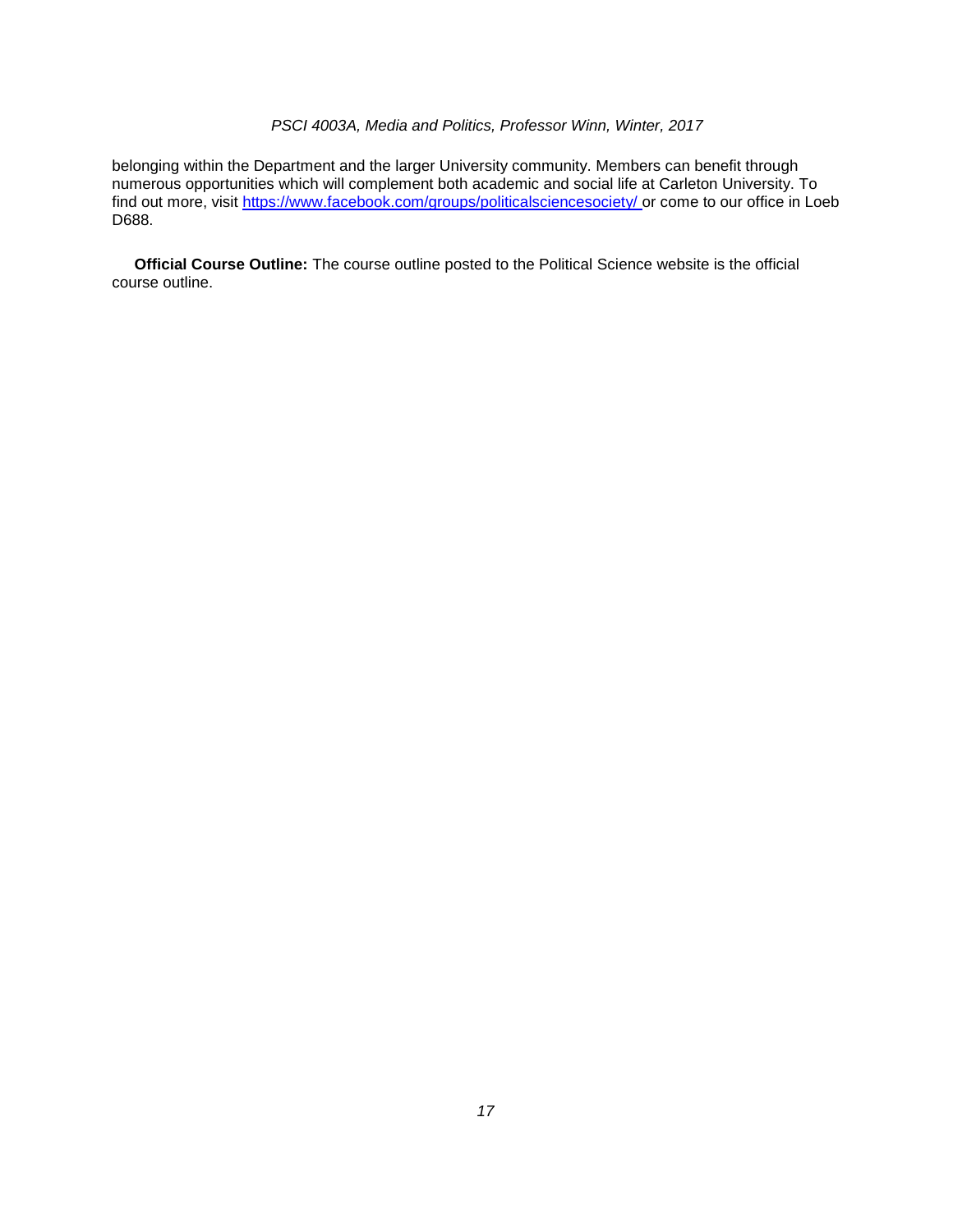belonging within the Department and the larger University community. Members can benefit through numerous opportunities which will complement both academic and social life at Carleton University. To find out more, visit https://www.facebook.com/groups/politicalsciencesociety/ or come to our office in Loeb D688.

**Official Course Outline:** The course outline posted to the Political Science website is the official course outline.